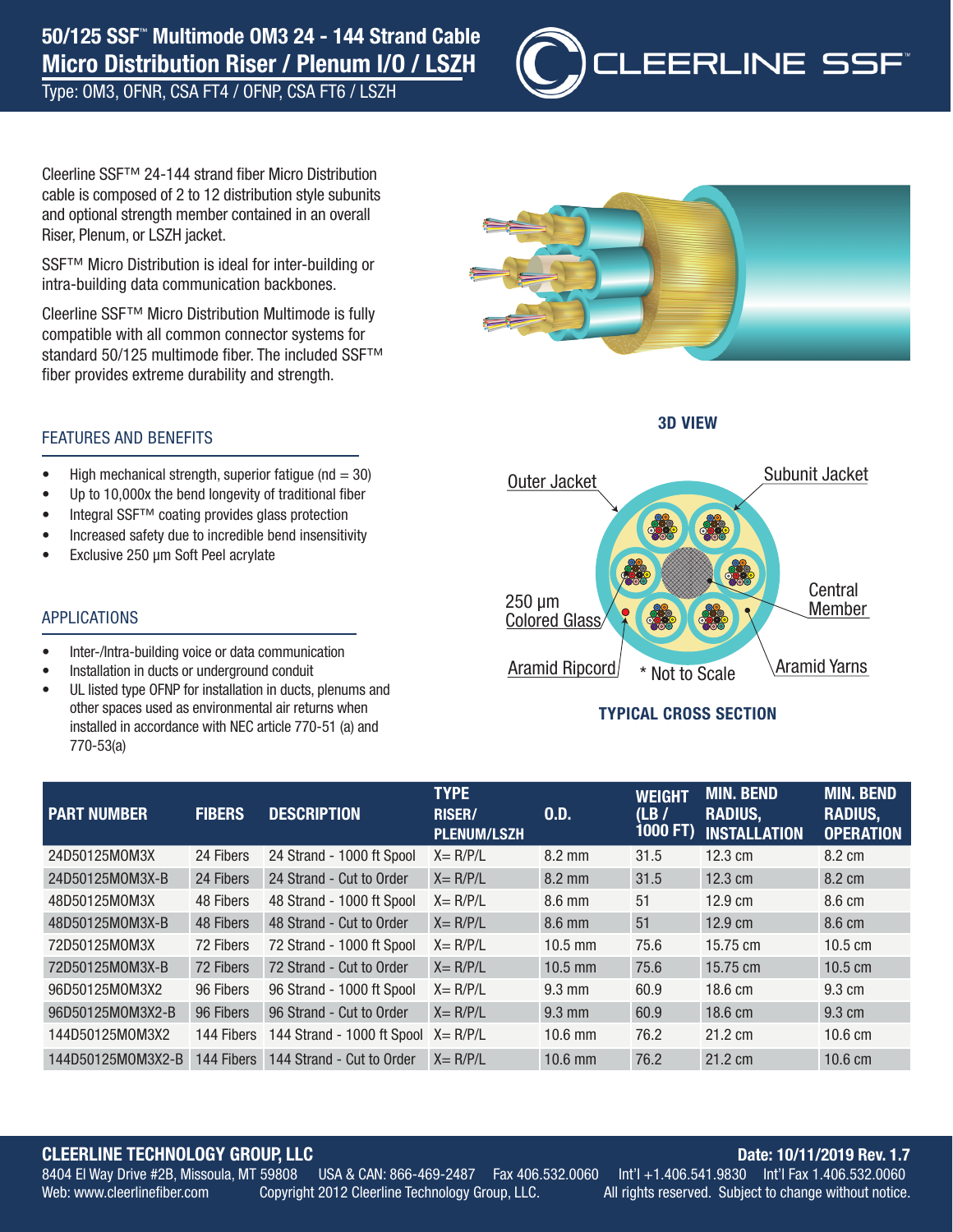# 50/125 SSF™ Multimode OM3 24 - 144 Strand Cable
## Micro Distribution Riser / Plenum I/O / LSZH

Type: OM3, OFNR, CSA FT4 / OFNP, CSA FT6 / LSZH

CLEERLINE SSF™

Cleerline SSF™ 24-144 strand fiber Micro Distribution cable is composed of 2 to 12 distribution style subunits and optional strength member contained in an overall Riser, Plenum, or LSZH jacket.

SSF™ Micro Distribution is ideal for inter-building or intra-building data communication backbones.

Cleerline SSF™ Micro Distribution Multimode is fully compatible with all common connector systems for standard 50/125 multimode fiber. The included SSF™ fiber provides extreme durability and strength.

**3D VIEW**

Outer Jacket
Subunit Jacket
250 µm Colored Glass
Central Member
Aramid Ripcord
* Not to Scale
Aramid Yarns

**TYPICAL CROSS SECTION**

### FEATURES AND BENEFITS

- High mechanical strength, superior fatigue (nd = 30)
- Up to 10,000x the bend longevity of traditional fiber
- Integral SSF™ coating provides glass protection
- Increased safety due to incredible bend insensitivity
- Exclusive 250 µm Soft Peel acrylate

### APPLICATIONS

- Inter-/Intra-building voice or data communication
- Installation in ducts or underground conduit
- UL listed type OFNP for installation in ducts, plenums and other spaces used as environmental air returns when installed in accordance with NEC article 770-51 (a) and 770-53(a)

| PART NUMBER | FIBERS | DESCRIPTION | TYPE RISER/ PLENUM/LSZH | O.D. | WEIGHT (LB / 1000 FT) | MIN. BEND RADIUS, INSTALLATION | MIN. BEND RADIUS, OPERATION |
|---|---|---|---|---|---|---|---|
| 24D50125MOM3X | 24 Fibers | 24 Strand - 1000 ft Spool | X= R/P/L | 8.2 mm | 31.5 | 12.3 cm | 8.2 cm |
| 24D50125MOM3X-B | 24 Fibers | 24 Strand - Cut to Order | X= R/P/L | 8.2 mm | 31.5 | 12.3 cm | 8.2 cm |
| 48D50125MOM3X | 48 Fibers | 48 Strand - 1000 ft Spool | X= R/P/L | 8.6 mm | 51 | 12.9 cm | 8.6 cm |
| 48D50125MOM3X-B | 48 Fibers | 48 Strand - Cut to Order | X= R/P/L | 8.6 mm | 51 | 12.9 cm | 8.6 cm |
| 72D50125MOM3X | 72 Fibers | 72 Strand - 1000 ft Spool | X= R/P/L | 10.5 mm | 75.6 | 15.75 cm | 10.5 cm |
| 72D50125MOM3X-B | 72 Fibers | 72 Strand - Cut to Order | X= R/P/L | 10.5 mm | 75.6 | 15.75 cm | 10.5 cm |
| 96D50125MOM3X2 | 96 Fibers | 96 Strand - 1000 ft Spool | X= R/P/L | 9.3 mm | 60.9 | 18.6 cm | 9.3 cm |
| 96D50125MOM3X2-B | 96 Fibers | 96 Strand - Cut to Order | X= R/P/L | 9.3 mm | 60.9 | 18.6 cm | 9.3 cm |
| 144D50125MOM3X2 | 144 Fibers | 144 Strand - 1000 ft Spool | X= R/P/L | 10.6 mm | 76.2 | 21.2 cm | 10.6 cm |
| 144D50125MOM3X2-B | 144 Fibers | 144 Strand - Cut to Order | X= R/P/L | 10.6 mm | 76.2 | 21.2 cm | 10.6 cm |

**CLEERLINE TECHNOLOGY GROUP, LLC**
8404 El Way Drive #2B, Missoula, MT 59808 USA & CAN: 866-469-2487 Fax 406.532.0060 Int'l +1.406.541.9830 Int'l Fax 1.406.532.0060
Web: www.cleerlinefiber.com Copyright 2012 Cleerline Technology Group, LLC. All rights reserved. Subject to change without notice.

**Date: 10/11/2019 Rev. 1.7**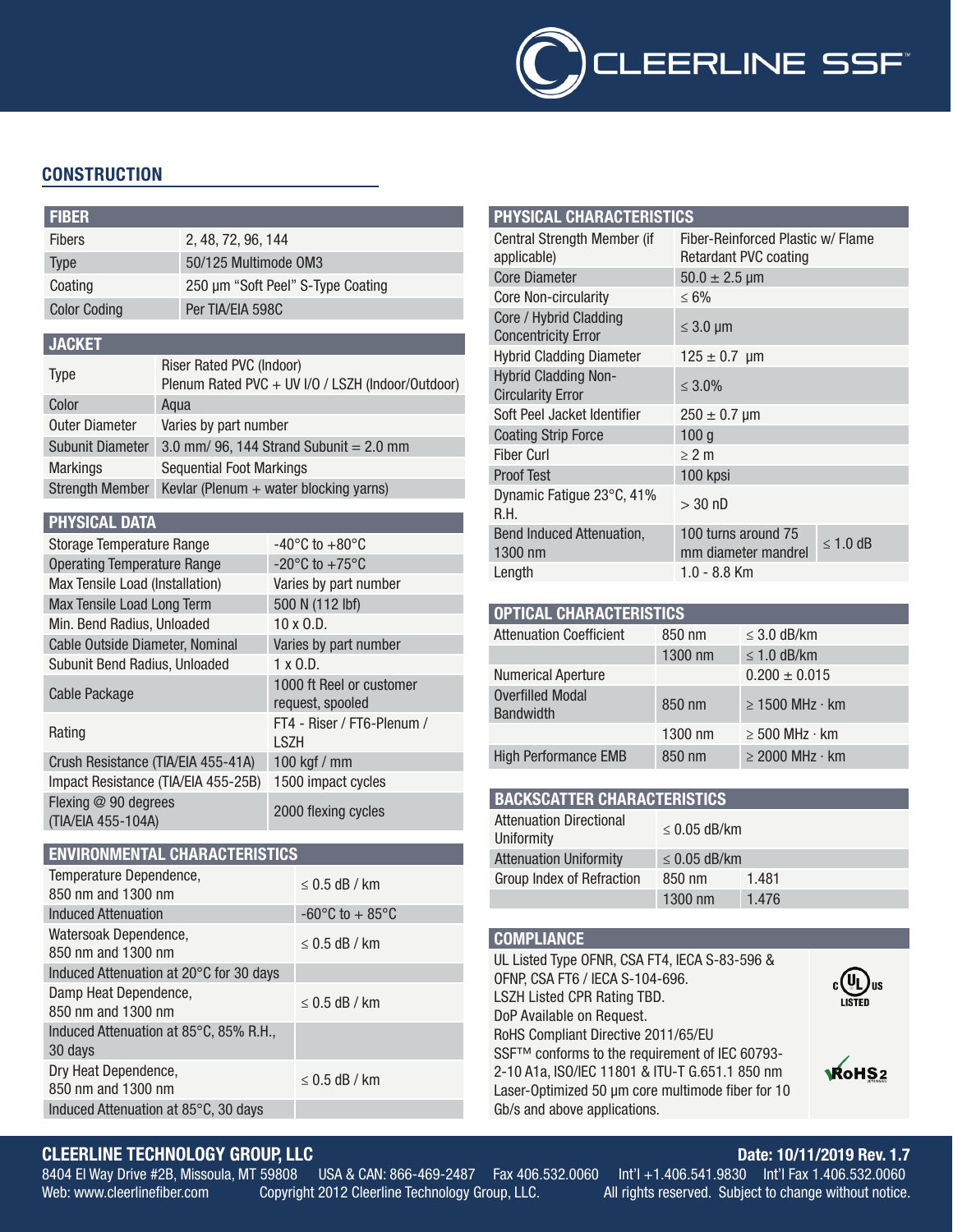## CONSTRUCTION

| FIBER | |
|---|---|
| Fibers | 2, 48, 72, 96, 144 |
| Type | 50/125 Multimode OM3 |
| Coating | 250 µm "Soft Peel" S-Type Coating |
| Color Coding | Per TIA/EIA 598C |

| JACKET | |
|---|---|
| Type | Riser Rated PVC (Indoor)<br>Plenum Rated PVC + UV I/O / LSZH (Indoor/Outdoor) |
| Color | Aqua |
| Outer Diameter | Varies by part number |
| Subunit Diameter | 3.0 mm/ 96, 144 Strand Subunit = 2.0 mm |
| Markings | Sequential Foot Markings |
| Strength Member | Kevlar (Plenum + water blocking yarns) |

| PHYSICAL DATA | |
|---|---|
| Storage Temperature Range | -40°C to +80°C |
| Operating Temperature Range | -20°C to +75°C |
| Max Tensile Load (Installation) | Varies by part number |
| Max Tensile Load Long Term | 500 N (112 lbf) |
| Min. Bend Radius, Unloaded | 10 x O.D. |
| Cable Outside Diameter, Nominal | Varies by part number |
| Subunit Bend Radius, Unloaded | 1 x O.D. |
| Cable Package | 1000 ft Reel or customer request, spooled |
| Rating | FT4 - Riser / FT6-Plenum / LSZH |
| Crush Resistance (TIA/EIA 455-41A) | 100 kgf / mm |
| Impact Resistance (TIA/EIA 455-25B) | 1500 impact cycles |
| Flexing @ 90 degrees (TIA/EIA 455-104A) | 2000 flexing cycles |

| ENVIRONMENTAL CHARACTERISTICS | |
|---|---|
| Temperature Dependence, 850 nm and 1300 nm | ≤ 0.5 dB / km |
| Induced Attenuation | -60°C to + 85°C |
| Watersoak Dependence, 850 nm and 1300 nm | ≤ 0.5 dB / km |
| Induced Attenuation at 20°C for 30 days | |
| Damp Heat Dependence, 850 nm and 1300 nm | ≤ 0.5 dB / km |
| Induced Attenuation at 85°C, 85% R.H., 30 days | |
| Dry Heat Dependence, 850 nm and 1300 nm | ≤ 0.5 dB / km |
| Induced Attenuation at 85°C, 30 days | |

| PHYSICAL CHARACTERISTICS | | |
|---|---|---|
| Central Strength Member (if applicable) | Fiber-Reinforced Plastic w/ Flame Retardant PVC coating | |
| Core Diameter | 50.0 ± 2.5 µm | |
| Core Non-circularity | ≤ 6% | |
| Core / Hybrid Cladding Concentricity Error | ≤ 3.0 µm | |
| Hybrid Cladding Diameter | 125 ± 0.7 µm | |
| Hybrid Cladding Non-Circularity Error | ≤ 3.0% | |
| Soft Peel Jacket Identifier | 250 ± 0.7 µm | |
| Coating Strip Force | 100 g | |
| Fiber Curl | ≥ 2 m | |
| Proof Test | 100 kpsi | |
| Dynamic Fatigue 23°C, 41% R.H. | > 30 nD | |
| Bend Induced Attenuation, 1300 nm | 100 turns around 75 mm diameter mandrel | ≤ 1.0 dB |
| Length | 1.0 - 8.8 Km | |

| OPTICAL CHARACTERISTICS | | |
|---|---|---|
| Attenuation Coefficient | 850 nm | ≤ 3.0 dB/km |
| | 1300 nm | ≤ 1.0 dB/km |
| Numerical Aperture | | 0.200 ± 0.015 |
| Overfilled Modal Bandwidth | 850 nm | ≥ 1500 MHz · km |
| | 1300 nm | ≥ 500 MHz · km |
| High Performance EMB | 850 nm | ≥ 2000 MHz · km |

| BACKSCATTER CHARACTERISTICS | | |
|---|---|---|
| Attenuation Directional Uniformity | ≤ 0.05 dB/km | |
| Attenuation Uniformity | ≤ 0.05 dB/km | |
| Group Index of Refraction | 850 nm | 1.481 |
| | 1300 nm | 1.476 |

### COMPLIANCE

UL Listed Type OFNR, CSA FT4, IECA S-83-596 & OFNP, CSA FT6 / IECA S-104-696.
LSZH Listed CPR Rating TBD.
DoP Available on Request.
RoHS Compliant Directive 2011/65/EU
SSF™ conforms to the requirement of IEC 60793-2-10 A1a, ISO/IEC 11801 & ITU-T G.651.1 850 nm Laser-Optimized 50 µm core multimode fiber for 10 Gb/s and above applications.

**CLEERLINE TECHNOLOGY GROUP, LLC** — **Date: 10/11/2019 Rev. 1.7**

8404 El Way Drive #2B, Missoula, MT 59808 USA & CAN: 866-469-2487 Fax 406.532.0060 Int'l +1.406.541.9830 Int'l Fax 1.406.532.0060
Web: www.cleerlinefiber.com Copyright 2012 Cleerline Technology Group, LLC. All rights reserved. Subject to change without notice.